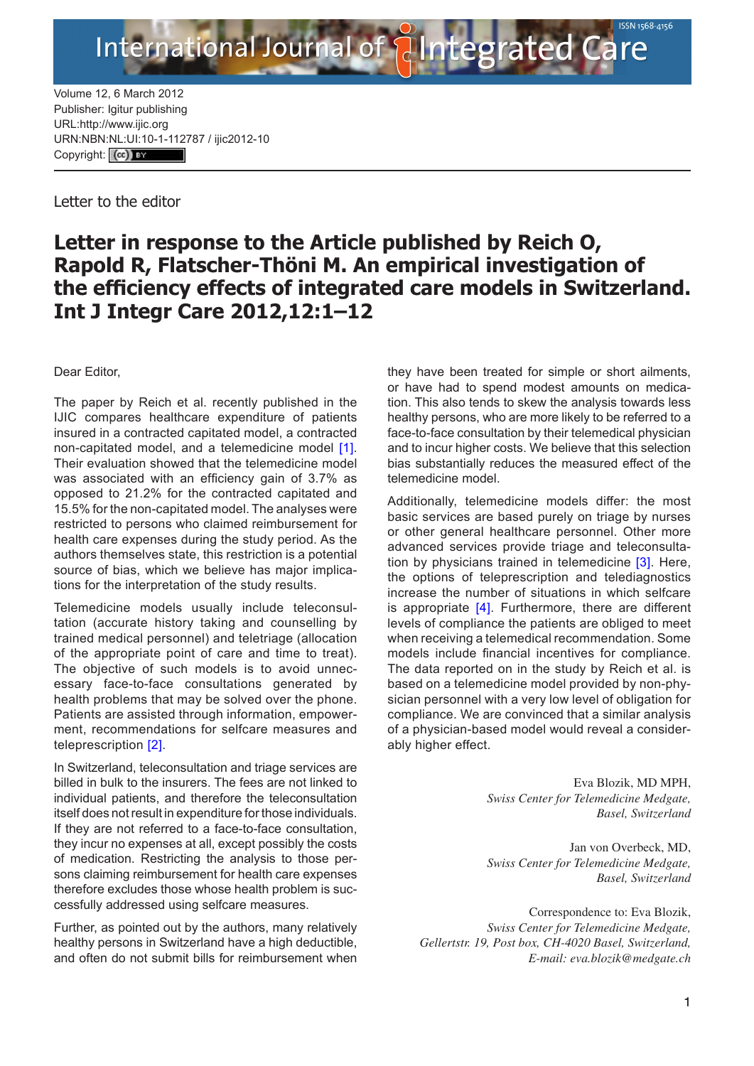Volume 12, 6 March 2012
Publisher: Igitur publishing
URL:http://www.ijic.org
URN:NBN:NL:UI:10-1-112787 / ijic2012-10
Copyright: (cc) BY

Letter to the editor

# Letter in response to the Article published by Reich O, Rapold R, Flatscher-Thöni M. An empirical investigation of the efficiency effects of integrated care models in Switzerland. Int J Integr Care 2012,12:1–12

Dear Editor,

The paper by Reich et al. recently published in the IJIC compares healthcare expenditure of patients insured in a contracted capitated model, a contracted non-capitated model, and a telemedicine model [1]. Their evaluation showed that the telemedicine model was associated with an efficiency gain of 3.7% as opposed to 21.2% for the contracted capitated and 15.5% for the non-capitated model. The analyses were restricted to persons who claimed reimbursement for health care expenditures during the study period. As the authors themselves state, this restriction is a potential source of bias, which we believe has major implications for the interpretation of the study results.

Telemedicine models usually include teleconsultation (accurate history taking and counselling by trained medical personnel) and teletriage (allocation of the appropriate point of care and time to treat). The objective of such models is to avoid unnecessary face-to-face consultations generated by health problems that may be solved over the phone. Patients are assisted through information, empowerment, recommendations for selfcare measures and teleprescription [2].

In Switzerland, teleconsultation and triage services are billed in bulk to the insurers. The fees are not linked to individual patients, and therefore the teleconsultation itself does not result in expenditure for those individuals. If they are not referred to a face-to-face consultation, they incur no expenses at all, except possibly the costs of medication. Restricting the analysis to those persons claiming reimbursement for health care expenses therefore excludes those whose health problem is successfully addressed using selfcare measures.

Further, as pointed out by the authors, many relatively healthy persons in Switzerland have a high deductible, and often do not submit bills for reimbursement when they have been treated for simple or short ailments, or have had to spend modest amounts on medication. This also tends to skew the analysis towards less healthy persons, who are more likely to be referred to a face-to-face consultation by their telemedical physician and to incur higher costs. We believe that this selection bias substantially reduces the measured effect of the telemedicine model.

Additionally, telemedicine models differ: the most basic services are based purely on triage by nurses or other general healthcare personnel. Other more advanced services provide triage and teleconsultation by physicians trained in telemedicine [3]. Here, the options of teleprescription and telediagnostics increase the number of situations in which selfcare is appropriate [4]. Furthermore, there are different levels of compliance the patients are obliged to meet when receiving a telemedical recommendation. Some models include financial incentives for compliance. The data reported on in the study by Reich et al. is based on a telemedicine model provided by non-physician personnel with a very low level of obligation for compliance. We are convinced that a similar analysis of a physician-based model would reveal a considerably higher effect.

Eva Blozik, MD MPH,
*Swiss Center for Telemedicine Medgate, Basel, Switzerland*

Jan von Overbeck, MD,
*Swiss Center for Telemedicine Medgate, Basel, Switzerland*

Correspondence to: Eva Blozik,
*Swiss Center for Telemedicine Medgate, Gellertstr. 19, Post box, CH-4020 Basel, Switzerland,*
*E-mail: eva.blozik@medgate.ch*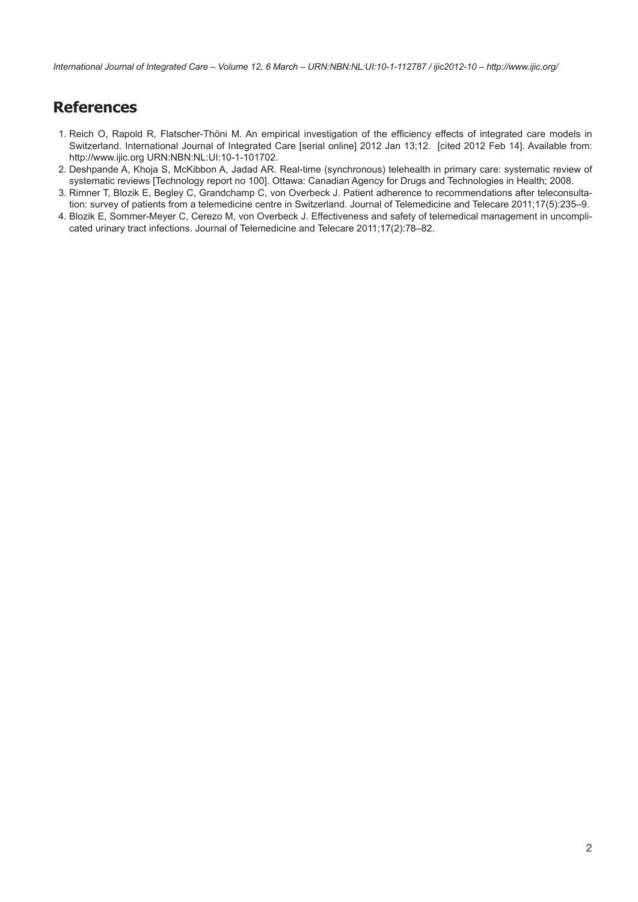## References

1. Reich O, Rapold R, Flatscher-Thöni M. An empirical investigation of the efficiency effects of integrated care models in Switzerland. International Journal of Integrated Care [serial online] 2012 Jan 13;12. [cited 2012 Feb 14]. Available from: http://www.ijic.org URN:NBN:NL:UI:10-1-101702.
2. Deshpande A, Khoja S, McKibbon A, Jadad AR. Real-time (synchronous) telehealth in primary care: systematic review of systematic reviews [Technology report no 100]. Ottawa: Canadian Agency for Drugs and Technologies in Health; 2008.
3. Rimner T, Blozik E, Begley C, Grandchamp C, von Overbeck J. Patient adherence to recommendations after teleconsultation: survey of patients from a telemedicine centre in Switzerland. Journal of Telemedicine and Telecare 2011;17(5):235–9.
4. Blozik E, Sommer-Meyer C, Cerezo M, von Overbeck J. Effectiveness and safety of telemedical management in uncomplicated urinary tract infections. Journal of Telemedicine and Telecare 2011;17(2):78–82.